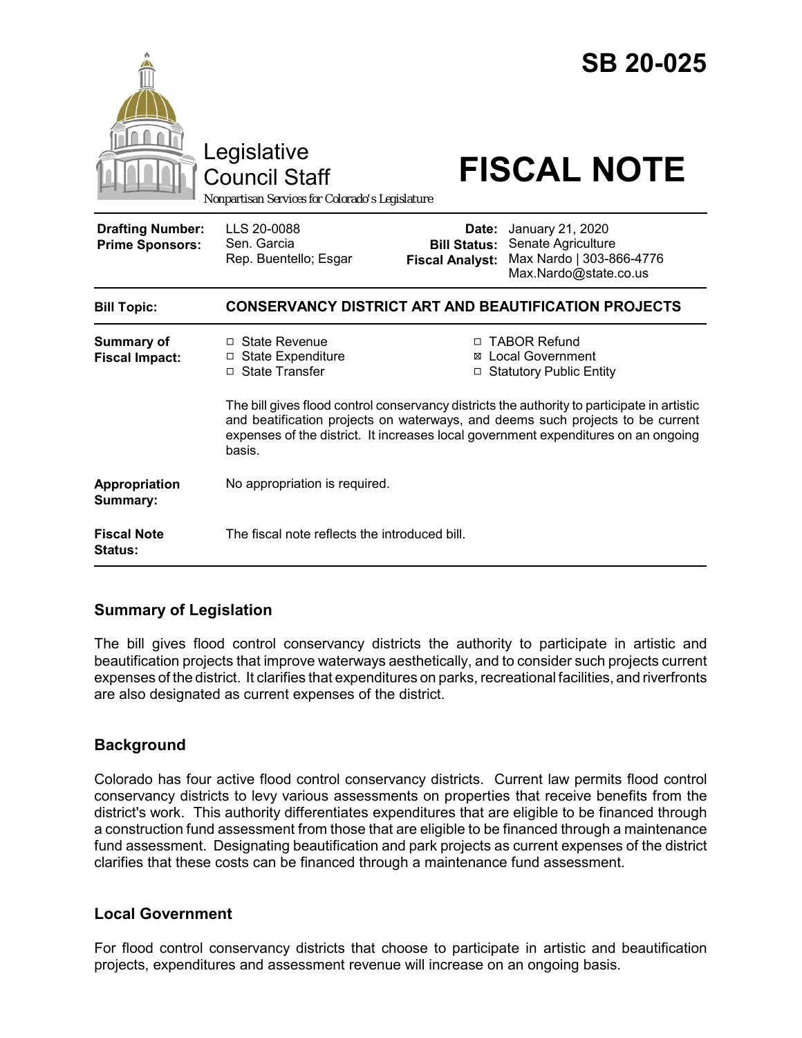# SB 20-025

Legislative Council Staff

*Nonpartisan Services for Colorado's Legislature*

# FISCAL NOTE

| | | | |
|---|---|---|---|
| **Drafting Number:** | LLS 20-0088 | **Date:** | January 21, 2020 |
| **Prime Sponsors:** | Sen. Garcia<br>Rep. Buentello; Esgar | **Bill Status:** | Senate Agriculture |
| | | **Fiscal Analyst:** | Max Nardo \| 303-866-4776<br>Max.Nardo@state.co.us |

| | |
|---|---|
| **Bill Topic:** | **CONSERVANCY DISTRICT ART AND BEAUTIFICATION PROJECTS** |
| **Summary of Fiscal Impact:** | ☐ State Revenue ☐ State Expenditure ☐ State Transfer ☐ TABOR Refund ☒ Local Government ☐ Statutory Public Entity<br><br>The bill gives flood control conservancy districts the authority to participate in artistic and beatification projects on waterways, and deems such projects to be current expenses of the district. It increases local government expenditures on an ongoing basis. |
| **Appropriation Summary:** | No appropriation is required. |
| **Fiscal Note Status:** | The fiscal note reflects the introduced bill. |

## Summary of Legislation

The bill gives flood control conservancy districts the authority to participate in artistic and beautification projects that improve waterways aesthetically, and to consider such projects current expenses of the district. It clarifies that expenditures on parks, recreational facilities, and riverfronts are also designated as current expenses of the district.

## Background

Colorado has four active flood control conservancy districts. Current law permits flood control conservancy districts to levy various assessments on properties that receive benefits from the district's work. This authority differentiates expenditures that are eligible to be financed through a construction fund assessment from those that are eligible to be financed through a maintenance fund assessment. Designating beautification and park projects as current expenses of the district clarifies that these costs can be financed through a maintenance fund assessment.

## Local Government

For flood control conservancy districts that choose to participate in artistic and beautification projects, expenditures and assessment revenue will increase on an ongoing basis.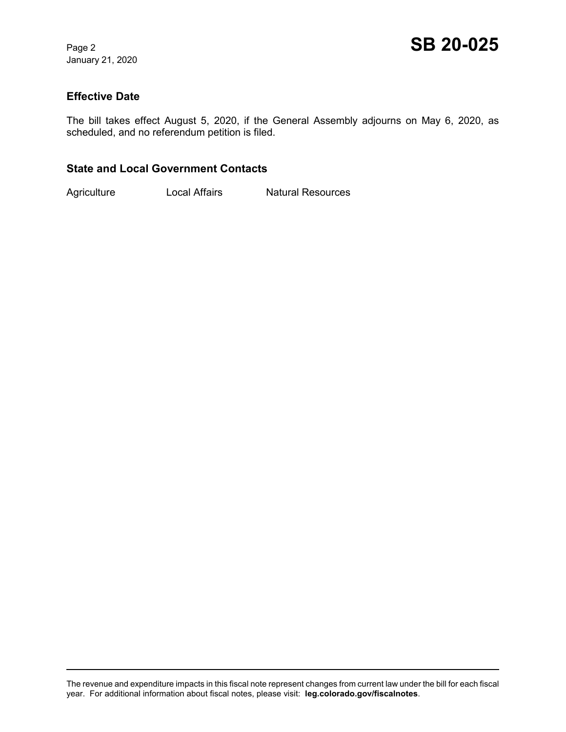## Effective Date

The bill takes effect August 5, 2020, if the General Assembly adjourns on May 6, 2020, as scheduled, and no referendum petition is filed.

## State and Local Government Contacts

Agriculture    Local Affairs    Natural Resources

The revenue and expenditure impacts in this fiscal note represent changes from current law under the bill for each fiscal year. For additional information about fiscal notes, please visit: **leg.colorado.gov/fiscalnotes**.